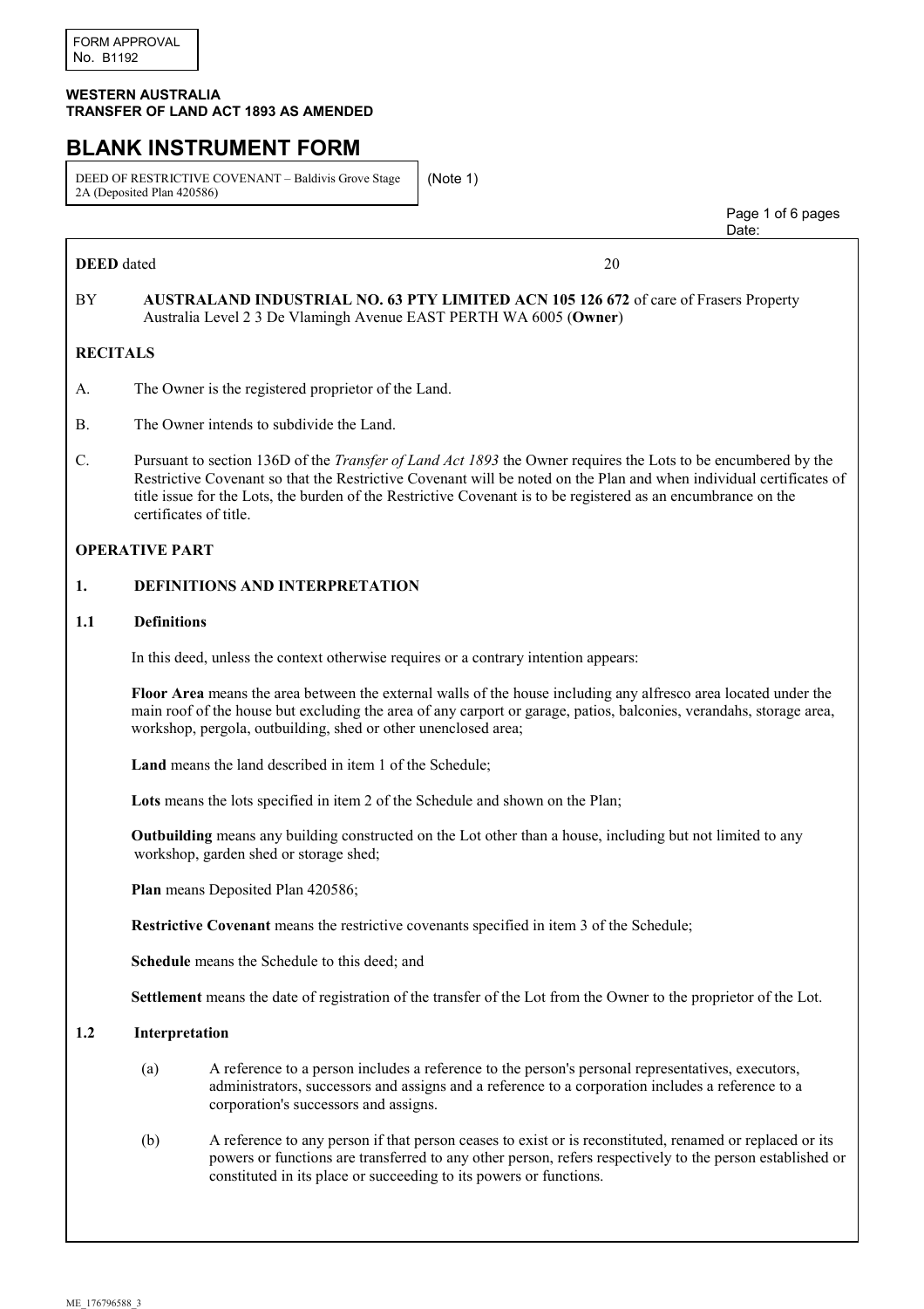FORM APPROVAL
No. B1192

**WESTERN AUSTRALIA**
**TRANSFER OF LAND ACT 1893 AS AMENDED**

# BLANK INSTRUMENT FORM

DEED OF RESTRICTIVE COVENANT – Baldivis Grove Stage 2A (Deposited Plan 420586) (Note 1)

Date:

**DEED** dated 20

BY **AUSTRALAND INDUSTRIAL NO. 63 PTY LIMITED ACN 105 126 672** of care of Frasers Property Australia Level 2 3 De Vlamingh Avenue EAST PERTH WA 6005 (**Owner**)

## RECITALS

A. The Owner is the registered proprietor of the Land.

B. The Owner intends to subdivide the Land.

C. Pursuant to section 136D of the *Transfer of Land Act 1893* the Owner requires the Lots to be encumbered by the Restrictive Covenant so that the Restrictive Covenant will be noted on the Plan and when individual certificates of title issue for the Lots, the burden of the Restrictive Covenant is to be registered as an encumbrance on the certificates of title.

## OPERATIVE PART

### 1. DEFINITIONS AND INTERPRETATION

#### 1.1 Definitions

In this deed, unless the context otherwise requires or a contrary intention appears:

**Floor Area** means the area between the external walls of the house including any alfresco area located under the main roof of the house but excluding the area of any carport or garage, patios, balconies, verandahs, storage area, workshop, pergola, outbuilding, shed or other unenclosed area;

**Land** means the land described in item 1 of the Schedule;

**Lots** means the lots specified in item 2 of the Schedule and shown on the Plan;

**Outbuilding** means any building constructed on the Lot other than a house, including but not limited to any workshop, garden shed or storage shed;

**Plan** means Deposited Plan 420586;

**Restrictive Covenant** means the restrictive covenants specified in item 3 of the Schedule;

**Schedule** means the Schedule to this deed; and

**Settlement** means the date of registration of the transfer of the Lot from the Owner to the proprietor of the Lot.

#### 1.2 Interpretation

(a) A reference to a person includes a reference to the person's personal representatives, executors, administrators, successors and assigns and a reference to a corporation includes a reference to a corporation's successors and assigns.

(b) A reference to any person if that person ceases to exist or is reconstituted, renamed or replaced or its powers or functions are transferred to any other person, refers respectively to the person established or constituted in its place or succeeding to its powers or functions.

ME_176796588_3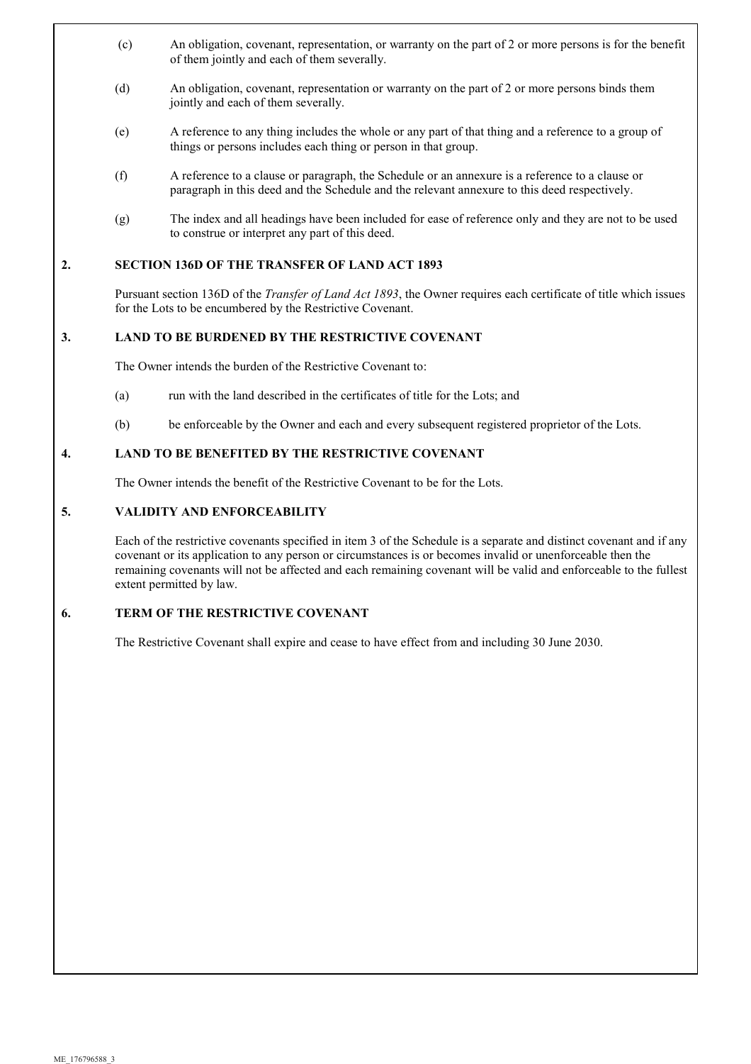(c) An obligation, covenant, representation, or warranty on the part of 2 or more persons is for the benefit of them jointly and each of them severally.

(d) An obligation, covenant, representation or warranty on the part of 2 or more persons binds them jointly and each of them severally.

(e) A reference to any thing includes the whole or any part of that thing and a reference to a group of things or persons includes each thing or person in that group.

(f) A reference to a clause or paragraph, the Schedule or an annexure is a reference to a clause or paragraph in this deed and the Schedule and the relevant annexure to this deed respectively.

(g) The index and all headings have been included for ease of reference only and they are not to be used to construe or interpret any part of this deed.

## 2. SECTION 136D OF THE TRANSFER OF LAND ACT 1893

Pursuant section 136D of the *Transfer of Land Act 1893*, the Owner requires each certificate of title which issues for the Lots to be encumbered by the Restrictive Covenant.

## 3. LAND TO BE BURDENED BY THE RESTRICTIVE COVENANT

The Owner intends the burden of the Restrictive Covenant to:

(a) run with the land described in the certificates of title for the Lots; and

(b) be enforceable by the Owner and each and every subsequent registered proprietor of the Lots.

## 4. LAND TO BE BENEFITED BY THE RESTRICTIVE COVENANT

The Owner intends the benefit of the Restrictive Covenant to be for the Lots.

## 5. VALIDITY AND ENFORCEABILITY

Each of the restrictive covenants specified in item 3 of the Schedule is a separate and distinct covenant and if any covenant or its application to any person or circumstances is or becomes invalid or unenforceable then the remaining covenants will not be affected and each remaining covenant will be valid and enforceable to the fullest extent permitted by law.

## 6. TERM OF THE RESTRICTIVE COVENANT

The Restrictive Covenant shall expire and cease to have effect from and including 30 June 2030.

ME_176796588_3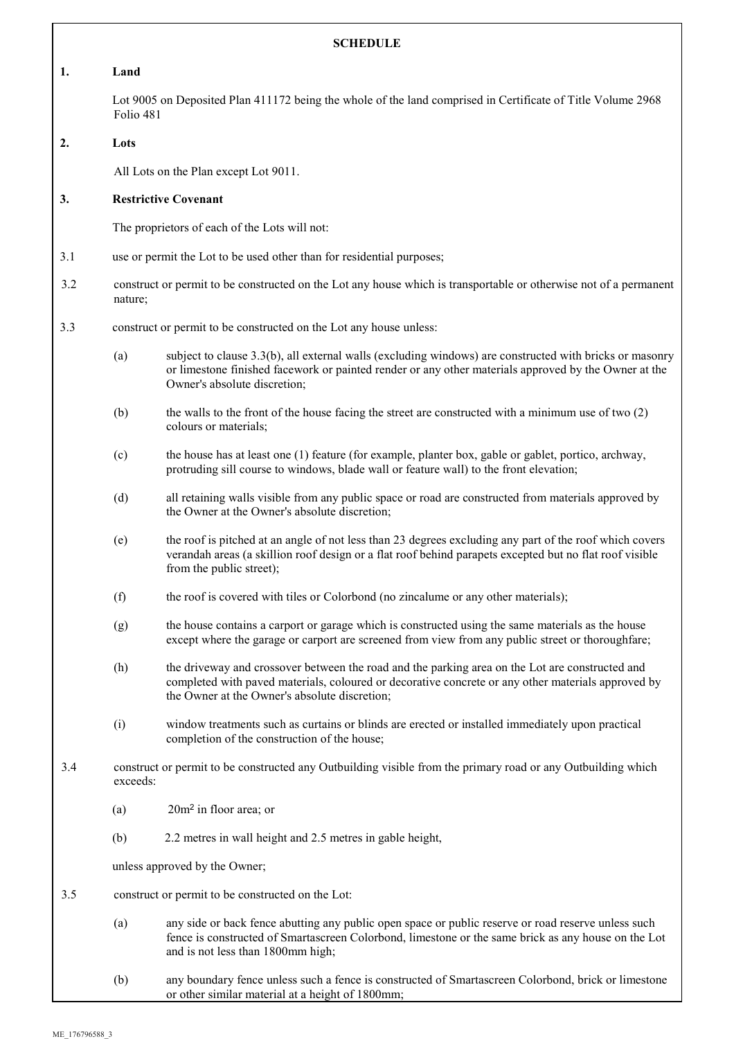**SCHEDULE**

**1. Land**

Lot 9005 on Deposited Plan 411172 being the whole of the land comprised in Certificate of Title Volume 2968 Folio 481

**2. Lots**

All Lots on the Plan except Lot 9011.

**3. Restrictive Covenant**

The proprietors of each of the Lots will not:

3.1 use or permit the Lot to be used other than for residential purposes;

3.2 construct or permit to be constructed on the Lot any house which is transportable or otherwise not of a permanent nature;

3.3 construct or permit to be constructed on the Lot any house unless:

(a) subject to clause 3.3(b), all external walls (excluding windows) are constructed with bricks or masonry or limestone finished facework or painted render or any other materials approved by the Owner at the Owner's absolute discretion;

(b) the walls to the front of the house facing the street are constructed with a minimum use of two (2) colours or materials;

(c) the house has at least one (1) feature (for example, planter box, gable or gablet, portico, archway, protruding sill course to windows, blade wall or feature wall) to the front elevation;

(d) all retaining walls visible from any public space or road are constructed from materials approved by the Owner at the Owner's absolute discretion;

(e) the roof is pitched at an angle of not less than 23 degrees excluding any part of the roof which covers verandah areas (a skillion roof design or a flat roof behind parapets excepted but no flat roof visible from the public street);

(f) the roof is covered with tiles or Colorbond (no zincalume or any other materials);

(g) the house contains a carport or garage which is constructed using the same materials as the house except where the garage or carport are screened from view from any public street or thoroughfare;

(h) the driveway and crossover between the road and the parking area on the Lot are constructed and completed with paved materials, coloured or decorative concrete or any other materials approved by the Owner at the Owner's absolute discretion;

(i) window treatments such as curtains or blinds are erected or installed immediately upon practical completion of the construction of the house;

3.4 construct or permit to be constructed any Outbuilding visible from the primary road or any Outbuilding which exceeds:

(a) $20m^2$ in floor area; or

(b) 2.2 metres in wall height and 2.5 metres in gable height,

unless approved by the Owner;

3.5 construct or permit to be constructed on the Lot:

(a) any side or back fence abutting any public open space or public reserve or road reserve unless such fence is constructed of Smartascreen Colorbond, limestone or the same brick as any house on the Lot and is not less than 1800mm high;

(b) any boundary fence unless such a fence is constructed of Smartascreen Colorbond, brick or limestone or other similar material at a height of 1800mm;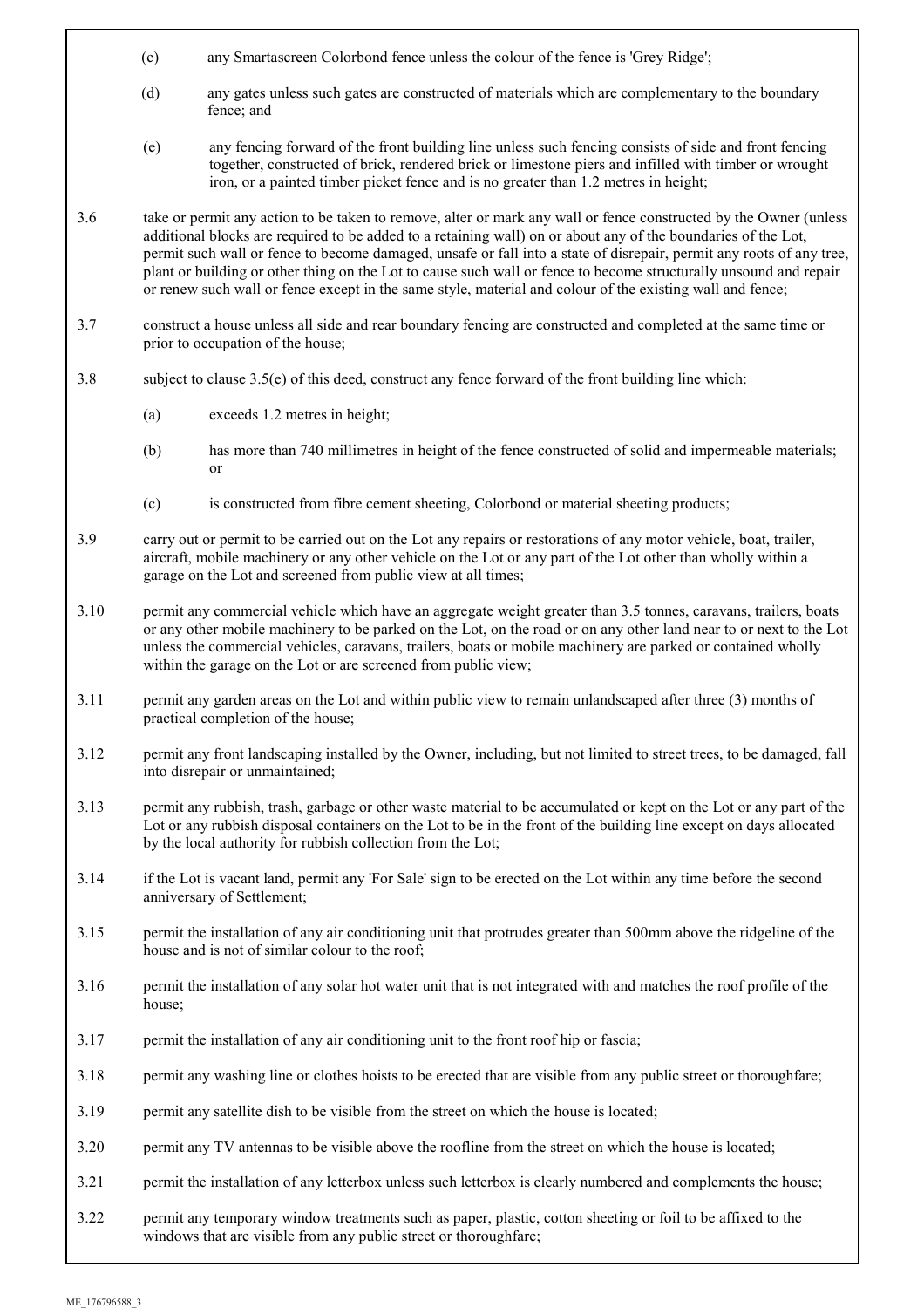(c) any Smartascreen Colorbond fence unless the colour of the fence is 'Grey Ridge';

(d) any gates unless such gates are constructed of materials which are complementary to the boundary fence; and

(e) any fencing forward of the front building line unless such fencing consists of side and front fencing together, constructed of brick, rendered brick or limestone piers and infilled with timber or wrought iron, or a painted timber picket fence and is no greater than 1.2 metres in height;

3.6 take or permit any action to be taken to remove, alter or mark any wall or fence constructed by the Owner (unless additional blocks are required to be added to a retaining wall) on or about any of the boundaries of the Lot, permit such wall or fence to become damaged, unsafe or fall into a state of disrepair, permit any roots of any tree, plant or building or other thing on the Lot to cause such wall or fence to become structurally unsound and repair or renew such wall or fence except in the same style, material and colour of the existing wall and fence;

3.7 construct a house unless all side and rear boundary fencing are constructed and completed at the same time or prior to occupation of the house;

3.8 subject to clause 3.5(e) of this deed, construct any fence forward of the front building line which:

(a) exceeds 1.2 metres in height;

(b) has more than 740 millimetres in height of the fence constructed of solid and impermeable materials; or

(c) is constructed from fibre cement sheeting, Colorbond or material sheeting products;

3.9 carry out or permit to be carried out on the Lot any repairs or restorations of any motor vehicle, boat, trailer, aircraft, mobile machinery or any other vehicle on the Lot or any part of the Lot other than wholly within a garage on the Lot and screened from public view at all times;

3.10 permit any commercial vehicle which have an aggregate weight greater than 3.5 tonnes, caravans, trailers, boats or any other mobile machinery to be parked on the Lot, on the road or on any other land near to or next to the Lot unless the commercial vehicles, caravans, trailers, boats or mobile machinery are parked or contained wholly within the garage on the Lot or are screened from public view;

3.11 permit any garden areas on the Lot and within public view to remain unlandscaped after three (3) months of practical completion of the house;

3.12 permit any front landscaping installed by the Owner, including, but not limited to street trees, to be damaged, fall into disrepair or unmaintained;

3.13 permit any rubbish, trash, garbage or other waste material to be accumulated or kept on the Lot or any part of the Lot or any rubbish disposal containers on the Lot to be in the front of the building line except on days allocated by the local authority for rubbish collection from the Lot;

3.14 if the Lot is vacant land, permit any 'For Sale' sign to be erected on the Lot within any time before the second anniversary of Settlement;

3.15 permit the installation of any air conditioning unit that protrudes greater than 500mm above the ridgeline of the house and is not of similar colour to the roof;

3.16 permit the installation of any solar hot water unit that is not integrated with and matches the roof profile of the house;

3.17 permit the installation of any air conditioning unit to the front roof hip or fascia;

3.18 permit any washing line or clothes hoists to be erected that are visible from any public street or thoroughfare;

3.19 permit any satellite dish to be visible from the street on which the house is located;

3.20 permit any TV antennas to be visible above the roofline from the street on which the house is located;

3.21 permit the installation of any letterbox unless such letterbox is clearly numbered and complements the house;

3.22 permit any temporary window treatments such as paper, plastic, cotton sheeting or foil to be affixed to the windows that are visible from any public street or thoroughfare;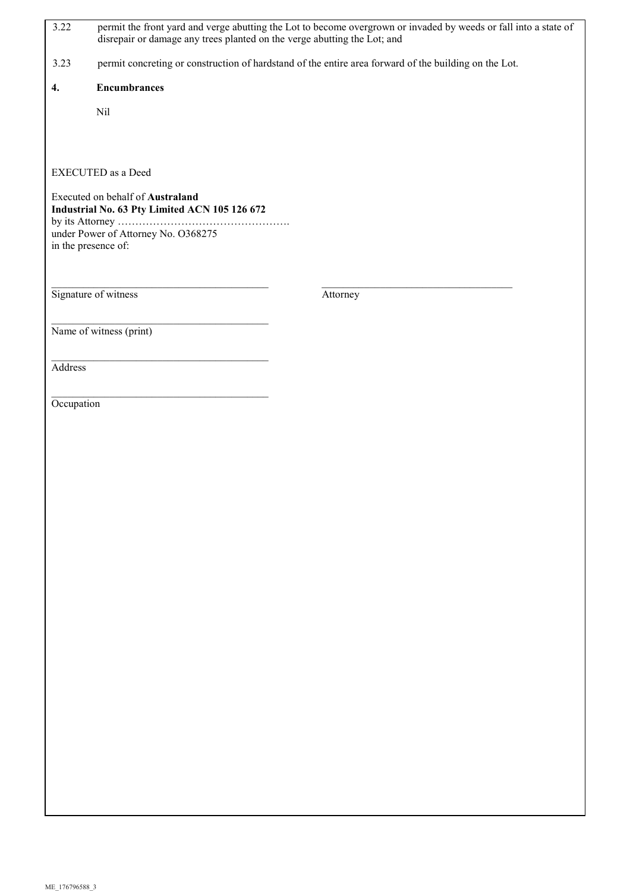3.22 permit the front yard and verge abutting the Lot to become overgrown or invaded by weeds or fall into a state of disrepair or damage any trees planted on the verge abutting the Lot; and

3.23 permit concreting or construction of hardstand of the entire area forward of the building on the Lot.

**4. Encumbrances**

Nil

EXECUTED as a Deed

Executed on behalf of **Australand Industrial No. 63 Pty Limited ACN 105 126 672**
by its Attorney ………………………………………….
under Power of Attorney No. O368275
in the presence of:

| ________________________________ | ________________________________ |
|---|---|
| Signature of witness | Attorney |

________________________________
Name of witness (print)

________________________________
Address

________________________________
Occupation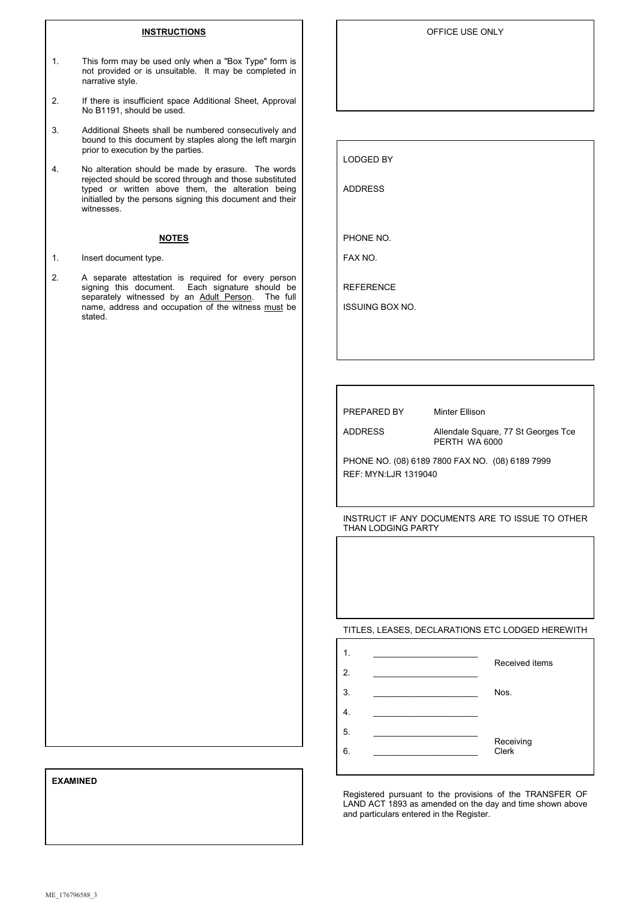## INSTRUCTIONS

1. This form may be used only when a "Box Type" form is not provided or is unsuitable. It may be completed in narrative style.
2. If there is insufficient space Additional Sheet, Approval No B1191, should be used.
3. Additional Sheets shall be numbered consecutively and bound to this document by staples along the left margin prior to execution by the parties.
4. No alteration should be made by erasure. The words rejected should be scored through and those substituted typed or written above them, the alteration being initialled by the persons signing this document and their witnesses.

## NOTES

1. Insert document type.
2. A separate attestation is required for every person signing this document. Each signature should be separately witnessed by an Adult Person. The full name, address and occupation of the witness must be stated.

**EXAMINED**

OFFICE USE ONLY

LODGED BY

ADDRESS

PHONE NO.

FAX NO.

REFERENCE

ISSUING BOX NO.

PREPARED BY Minter Ellison

ADDRESS Allendale Square, 77 St Georges Tce PERTH WA 6000

PHONE NO. (08) 6189 7800 FAX NO. (08) 6189 7999

REF: MYN:LJR 1319040

INSTRUCT IF ANY DOCUMENTS ARE TO ISSUE TO OTHER THAN LODGING PARTY

TITLES, LEASES, DECLARATIONS ETC LODGED HEREWITH

1. ______________________
2. ______________________
3. ______________________
4. ______________________
5. ______________________
6. ______________________

Received items

Nos.

Receiving Clerk

Registered pursuant to the provisions of the TRANSFER OF LAND ACT 1893 as amended on the day and time shown above and particulars entered in the Register.

ME_176796588_3